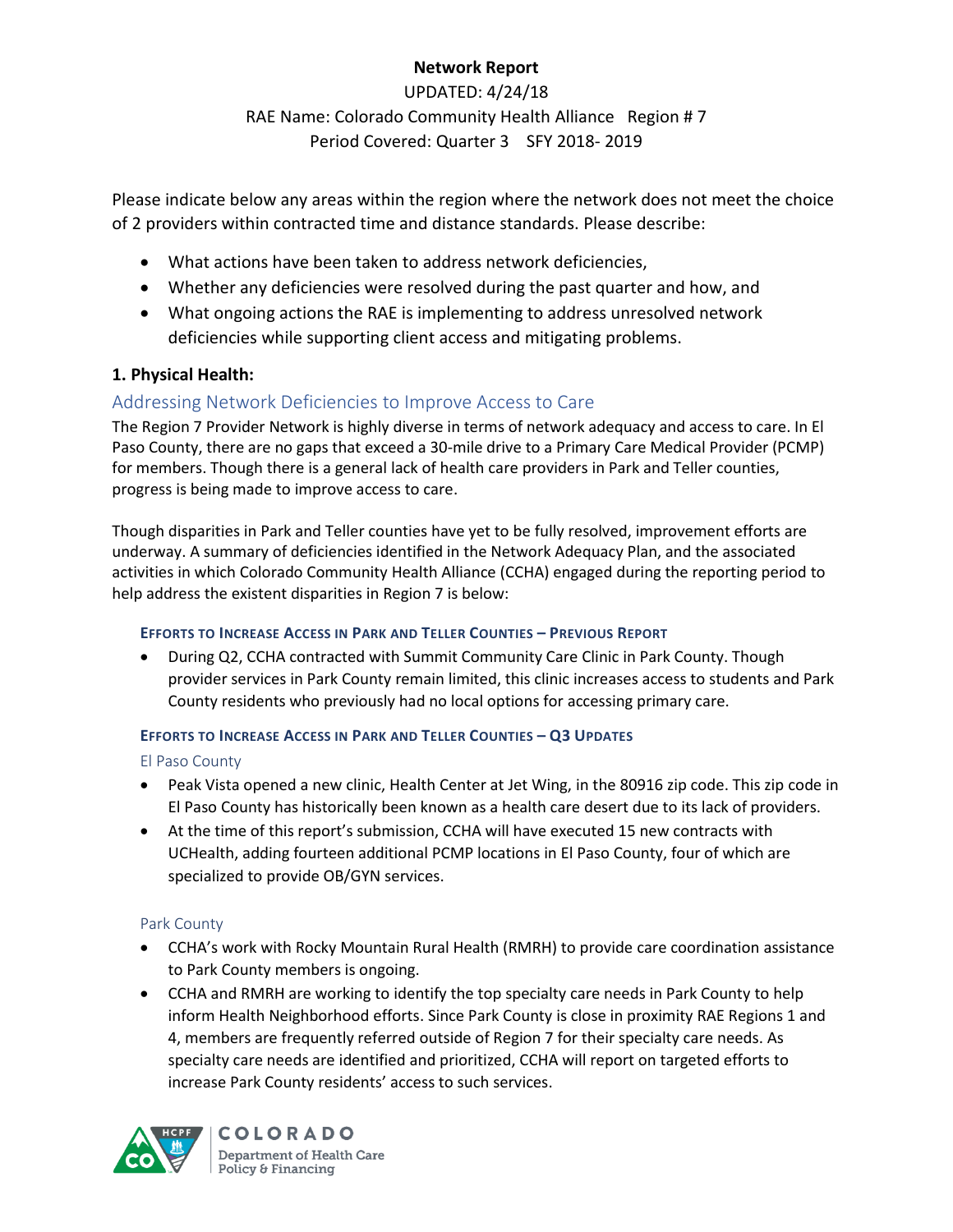**Network Report**

UPDATED: 4/24/18

RAE Name: Colorado Community Health Alliance Region # 7

Period Covered: Quarter 3 SFY 2018- 2019

Please indicate below any areas within the region where the network does not meet the choice of 2 providers within contracted time and distance standards. Please describe:

- What actions have been taken to address network deficiencies,
- Whether any deficiencies were resolved during the past quarter and how, and
- What ongoing actions the RAE is implementing to address unresolved network deficiencies while supporting client access and mitigating problems.

## 1. Physical Health:

### Addressing Network Deficiencies to Improve Access to Care

The Region 7 Provider Network is highly diverse in terms of network adequacy and access to care. In El Paso County, there are no gaps that exceed a 30-mile drive to a Primary Care Medical Provider (PCMP) for members. Though there is a general lack of health care providers in Park and Teller counties, progress is being made to improve access to care.

Though disparities in Park and Teller counties have yet to be fully resolved, improvement efforts are underway. A summary of deficiencies identified in the Network Adequacy Plan, and the associated activities in which Colorado Community Health Alliance (CCHA) engaged during the reporting period to help address the existent disparities in Region 7 is below:

#### Efforts to Increase Access in Park and Teller Counties – Previous Report

- During Q2, CCHA contracted with Summit Community Care Clinic in Park County. Though provider services in Park County remain limited, this clinic increases access to students and Park County residents who previously had no local options for accessing primary care.

#### Efforts to Increase Access in Park and Teller Counties – Q3 Updates

##### El Paso County

- Peak Vista opened a new clinic, Health Center at Jet Wing, in the 80916 zip code. This zip code in El Paso County has historically been known as a health care desert due to its lack of providers.
- At the time of this report's submission, CCHA will have executed 15 new contracts with UCHealth, adding fourteen additional PCMP locations in El Paso County, four of which are specialized to provide OB/GYN services.

##### Park County

- CCHA's work with Rocky Mountain Rural Health (RMRH) to provide care coordination assistance to Park County members is ongoing.
- CCHA and RMRH are working to identify the top specialty care needs in Park County to help inform Health Neighborhood efforts. Since Park County is close in proximity RAE Regions 1 and 4, members are frequently referred outside of Region 7 for their specialty care needs. As specialty care needs are identified and prioritized, CCHA will report on targeted efforts to increase Park County residents' access to such services.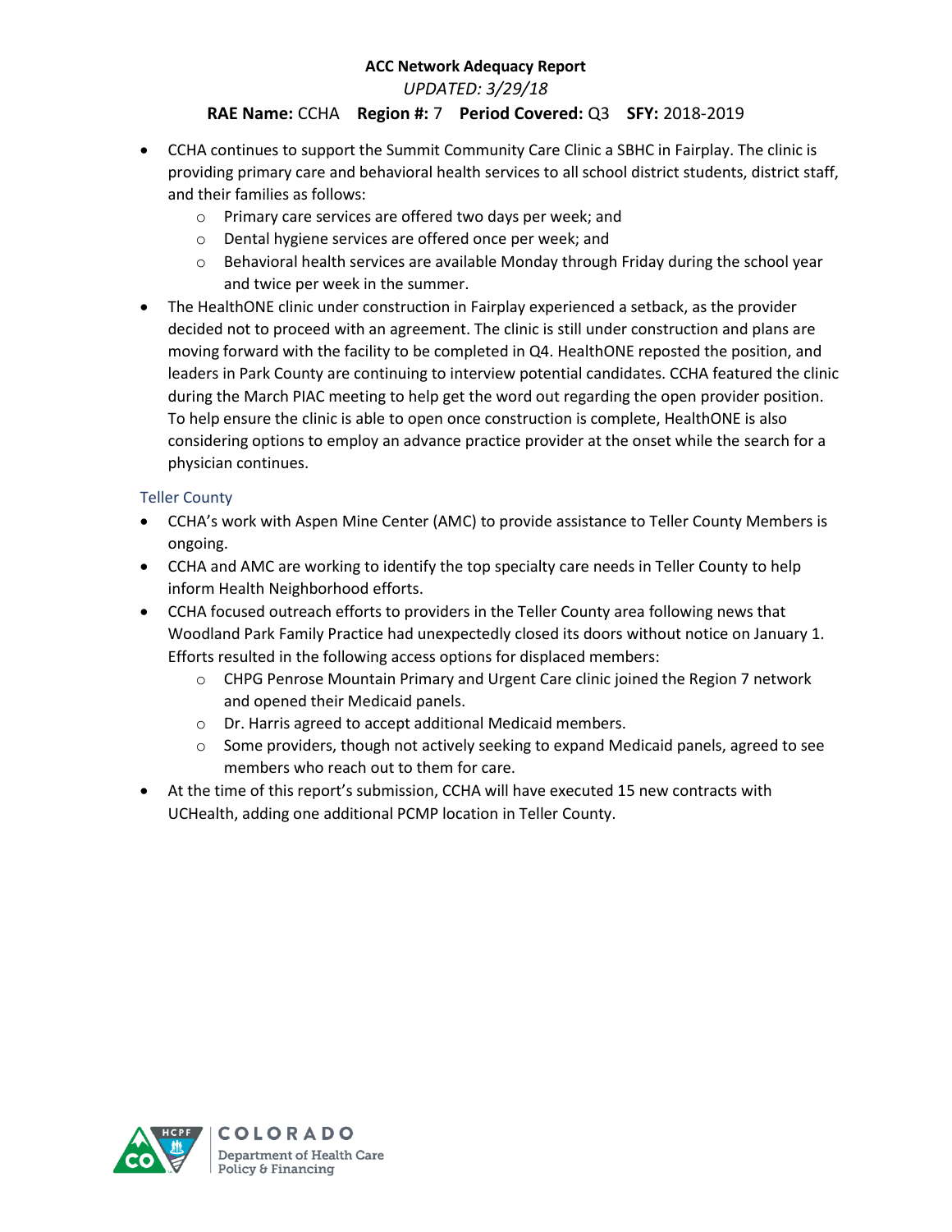- CCHA continues to support the Summit Community Care Clinic a SBHC in Fairplay. The clinic is providing primary care and behavioral health services to all school district students, district staff, and their families as follows:
  - Primary care services are offered two days per week; and
  - Dental hygiene services are offered once per week; and
  - Behavioral health services are available Monday through Friday during the school year and twice per week in the summer.
- The HealthONE clinic under construction in Fairplay experienced a setback, as the provider decided not to proceed with an agreement. The clinic is still under construction and plans are moving forward with the facility to be completed in Q4. HealthONE reposted the position, and leaders in Park County are continuing to interview potential candidates. CCHA featured the clinic during the March PIAC meeting to help get the word out regarding the open provider position. To help ensure the clinic is able to open once construction is complete, HealthONE is also considering options to employ an advance practice provider at the onset while the search for a physician continues.

### Teller County

- CCHA's work with Aspen Mine Center (AMC) to provide assistance to Teller County Members is ongoing.
- CCHA and AMC are working to identify the top specialty care needs in Teller County to help inform Health Neighborhood efforts.
- CCHA focused outreach efforts to providers in the Teller County area following news that Woodland Park Family Practice had unexpectedly closed its doors without notice on January 1. Efforts resulted in the following access options for displaced members:
  - CHPG Penrose Mountain Primary and Urgent Care clinic joined the Region 7 network and opened their Medicaid panels.
  - Dr. Harris agreed to accept additional Medicaid members.
  - Some providers, though not actively seeking to expand Medicaid panels, agreed to see members who reach out to them for care.
- At the time of this report's submission, CCHA will have executed 15 new contracts with UCHealth, adding one additional PCMP location in Teller County.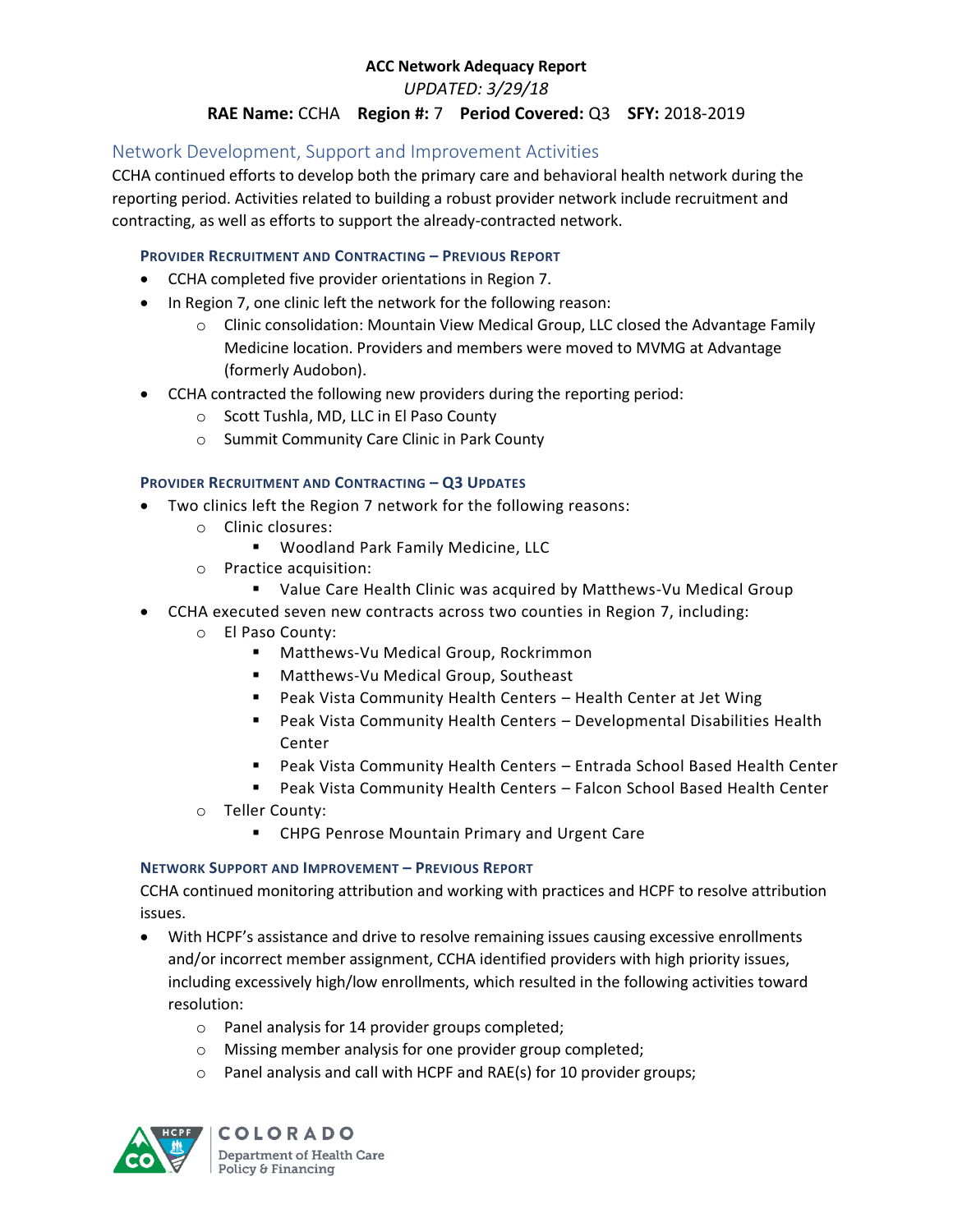**ACC Network Adequacy Report**

*UPDATED: 3/29/18*

**RAE Name:** CCHA **Region #:** 7 **Period Covered:** Q3 **SFY:** 2018-2019

## Network Development, Support and Improvement Activities

CCHA continued efforts to develop both the primary care and behavioral health network during the reporting period. Activities related to building a robust provider network include recruitment and contracting, as well as efforts to support the already-contracted network.

### Provider Recruitment and Contracting – Previous Report

- CCHA completed five provider orientations in Region 7.
- In Region 7, one clinic left the network for the following reason:
  - Clinic consolidation: Mountain View Medical Group, LLC closed the Advantage Family Medicine location. Providers and members were moved to MVMG at Advantage (formerly Audobon).
- CCHA contracted the following new providers during the reporting period:
  - Scott Tushla, MD, LLC in El Paso County
  - Summit Community Care Clinic in Park County

### Provider Recruitment and Contracting – Q3 Updates

- Two clinics left the Region 7 network for the following reasons:
  - Clinic closures:
    - Woodland Park Family Medicine, LLC
  - Practice acquisition:
    - Value Care Health Clinic was acquired by Matthews-Vu Medical Group
- CCHA executed seven new contracts across two counties in Region 7, including:
  - El Paso County:
    - Matthews-Vu Medical Group, Rockrimmon
    - Matthews-Vu Medical Group, Southeast
    - Peak Vista Community Health Centers – Health Center at Jet Wing
    - Peak Vista Community Health Centers – Developmental Disabilities Health Center
    - Peak Vista Community Health Centers – Entrada School Based Health Center
    - Peak Vista Community Health Centers – Falcon School Based Health Center
  - Teller County:
    - CHPG Penrose Mountain Primary and Urgent Care

### Network Support and Improvement – Previous Report

CCHA continued monitoring attribution and working with practices and HCPF to resolve attribution issues.

- With HCPF's assistance and drive to resolve remaining issues causing excessive enrollments and/or incorrect member assignment, CCHA identified providers with high priority issues, including excessively high/low enrollments, which resulted in the following activities toward resolution:
  - Panel analysis for 14 provider groups completed;
  - Missing member analysis for one provider group completed;
  - Panel analysis and call with HCPF and RAE(s) for 10 provider groups;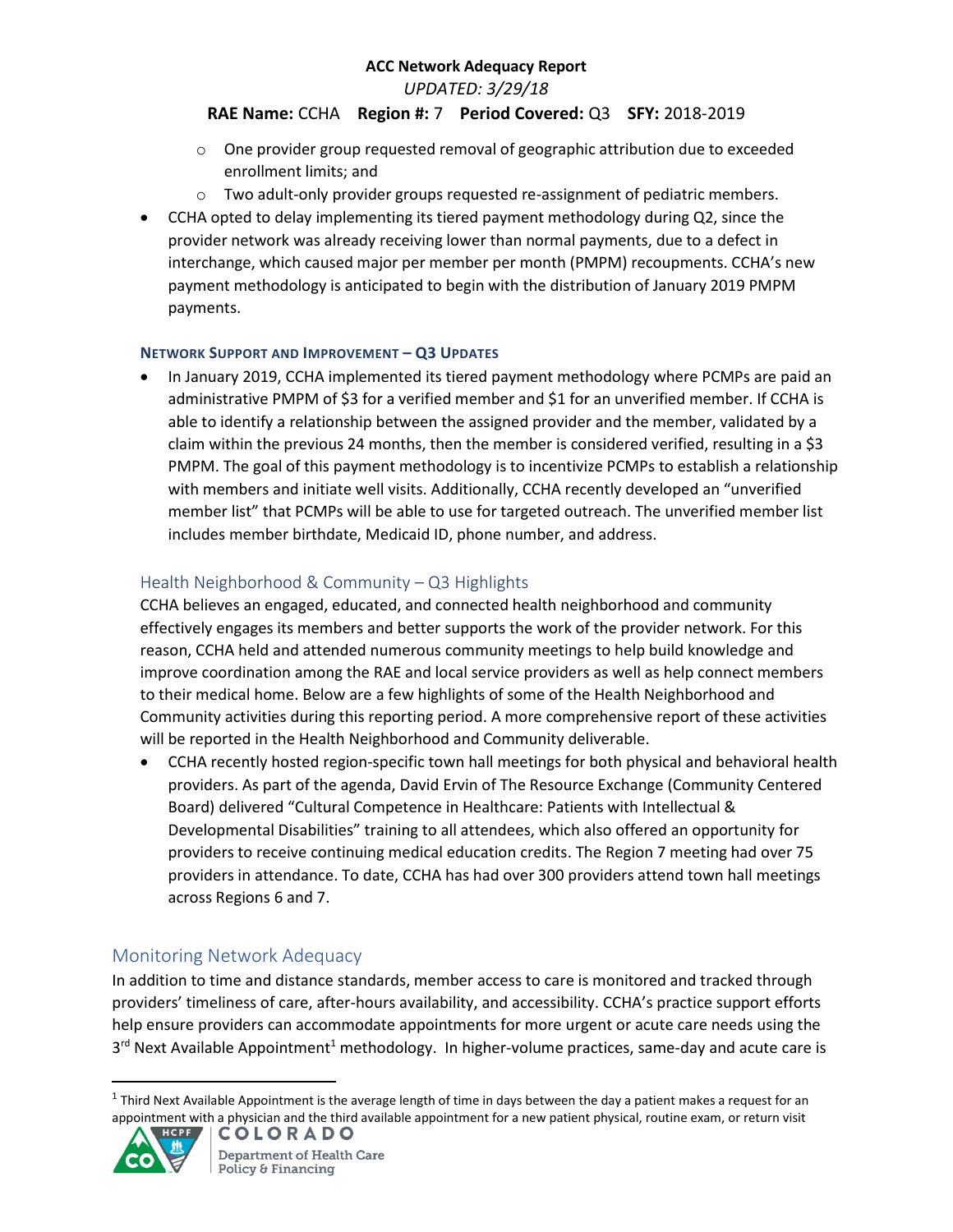- One provider group requested removal of geographic attribution due to exceeded enrollment limits; and
   - Two adult-only provider groups requested re-assignment of pediatric members.
- CCHA opted to delay implementing its tiered payment methodology during Q2, since the provider network was already receiving lower than normal payments, due to a defect in interchange, which caused major per member per month (PMPM) recoupments. CCHA's new payment methodology is anticipated to begin with the distribution of January 2019 PMPM payments.

#### NETWORK SUPPORT AND IMPROVEMENT – Q3 UPDATES

- In January 2019, CCHA implemented its tiered payment methodology where PCMPs are paid an administrative PMPM of $3 for a verified member and $1 for an unverified member. If CCHA is able to identify a relationship between the assigned provider and the member, validated by a claim within the previous 24 months, then the member is considered verified, resulting in a $3 PMPM. The goal of this payment methodology is to incentivize PCMPs to establish a relationship with members and initiate well visits. Additionally, CCHA recently developed an "unverified member list" that PCMPs will be able to use for targeted outreach. The unverified member list includes member birthdate, Medicaid ID, phone number, and address.

### Health Neighborhood & Community – Q3 Highlights

CCHA believes an engaged, educated, and connected health neighborhood and community effectively engages its members and better supports the work of the provider network. For this reason, CCHA held and attended numerous community meetings to help build knowledge and improve coordination among the RAE and local service providers as well as help connect members to their medical home. Below are a few highlights of some of the Health Neighborhood and Community activities during this reporting period. A more comprehensive report of these activities will be reported in the Health Neighborhood and Community deliverable.

- CCHA recently hosted region-specific town hall meetings for both physical and behavioral health providers. As part of the agenda, David Ervin of The Resource Exchange (Community Centered Board) delivered "Cultural Competence in Healthcare: Patients with Intellectual & Developmental Disabilities" training to all attendees, which also offered an opportunity for providers to receive continuing medical education credits. The Region 7 meeting had over 75 providers in attendance. To date, CCHA has had over 300 providers attend town hall meetings across Regions 6 and 7.

## Monitoring Network Adequacy

In addition to time and distance standards, member access to care is monitored and tracked through providers' timeliness of care, after-hours availability, and accessibility. CCHA's practice support efforts help ensure providers can accommodate appointments for more urgent or acute care needs using the 3rd Next Available Appointment[1] methodology. In higher-volume practices, same-day and acute care is

[1] Third Next Available Appointment is the average length of time in days between the day a patient makes a request for an appointment with a physician and the third available appointment for a new patient physical, routine exam, or return visit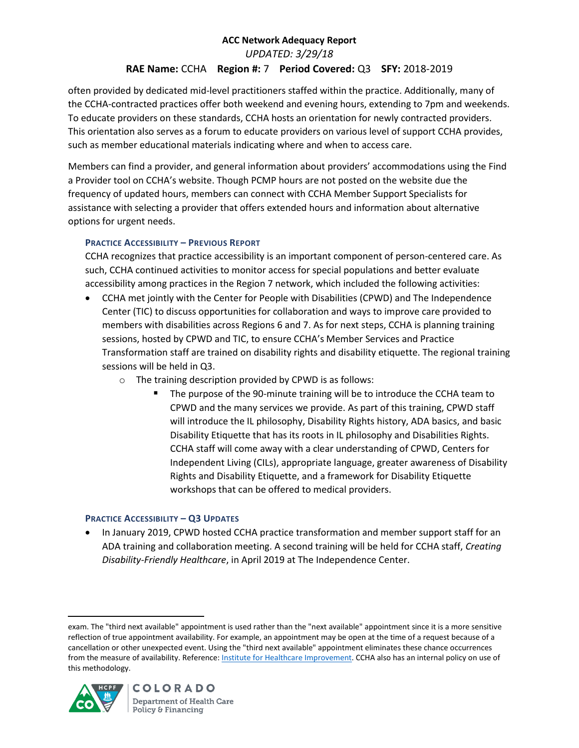often provided by dedicated mid-level practitioners staffed within the practice. Additionally, many of the CCHA-contracted practices offer both weekend and evening hours, extending to 7pm and weekends. To educate providers on these standards, CCHA hosts an orientation for newly contracted providers. This orientation also serves as a forum to educate providers on various level of support CCHA provides, such as member educational materials indicating where and when to access care.

Members can find a provider, and general information about providers' accommodations using the Find a Provider tool on CCHA's website. Though PCMP hours are not posted on the website due the frequency of updated hours, members can connect with CCHA Member Support Specialists for assistance with selecting a provider that offers extended hours and information about alternative options for urgent needs.

#### Practice Accessibility – Previous Report

CCHA recognizes that practice accessibility is an important component of person-centered care. As such, CCHA continued activities to monitor access for special populations and better evaluate accessibility among practices in the Region 7 network, which included the following activities:

- CCHA met jointly with the Center for People with Disabilities (CPWD) and The Independence Center (TIC) to discuss opportunities for collaboration and ways to improve care provided to members with disabilities across Regions 6 and 7. As for next steps, CCHA is planning training sessions, hosted by CPWD and TIC, to ensure CCHA's Member Services and Practice Transformation staff are trained on disability rights and disability etiquette. The regional training sessions will be held in Q3.
  - The training description provided by CPWD is as follows:
    - The purpose of the 90-minute training will be to introduce the CCHA team to CPWD and the many services we provide. As part of this training, CPWD staff will introduce the IL philosophy, Disability Rights history, ADA basics, and basic Disability Etiquette that has its roots in IL philosophy and Disabilities Rights. CCHA staff will come away with a clear understanding of CPWD, Centers for Independent Living (CILs), appropriate language, greater awareness of Disability Rights and Disability Etiquette, and a framework for Disability Etiquette workshops that can be offered to medical providers.

#### Practice Accessibility – Q3 Updates

- In January 2019, CPWD hosted CCHA practice transformation and member support staff for an ADA training and collaboration meeting. A second training will be held for CCHA staff, *Creating Disability-Friendly Healthcare*, in April 2019 at The Independence Center.

---

exam. The "third next available" appointment is used rather than the "next available" appointment since it is a more sensitive reflection of true appointment availability. For example, an appointment may be open at the time of a request because of a cancellation or other unexpected event. Using the "third next available" appointment eliminates these chance occurrences from the measure of availability. Reference: Institute for Healthcare Improvement. CCHA also has an internal policy on use of this methodology.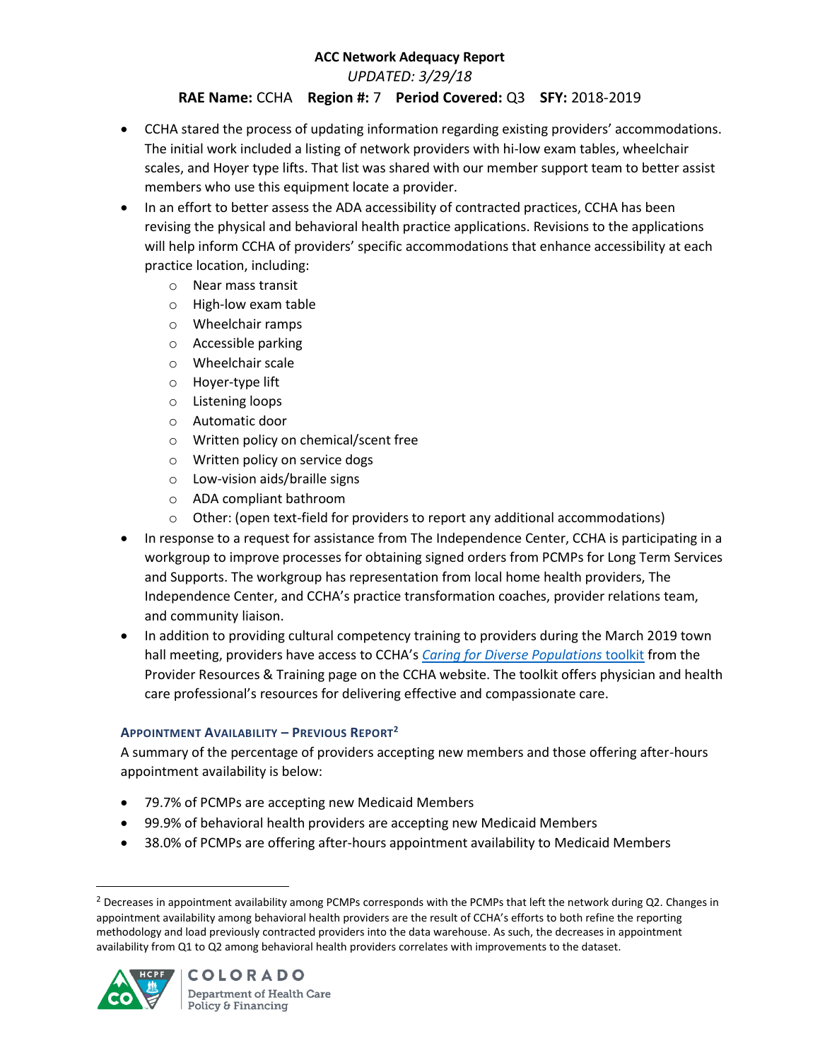- CCHA stared the process of updating information regarding existing providers' accommodations. The initial work included a listing of network providers with hi-low exam tables, wheelchair scales, and Hoyer type lifts. That list was shared with our member support team to better assist members who use this equipment locate a provider.
- In an effort to better assess the ADA accessibility of contracted practices, CCHA has been revising the physical and behavioral health practice applications. Revisions to the applications will help inform CCHA of providers' specific accommodations that enhance accessibility at each practice location, including:
  - Near mass transit
  - High-low exam table
  - Wheelchair ramps
  - Accessible parking
  - Wheelchair scale
  - Hoyer-type lift
  - Listening loops
  - Automatic door
  - Written policy on chemical/scent free
  - Written policy on service dogs
  - Low-vision aids/braille signs
  - ADA compliant bathroom
  - Other: (open text-field for providers to report any additional accommodations)
- In response to a request for assistance from The Independence Center, CCHA is participating in a workgroup to improve processes for obtaining signed orders from PCMPs for Long Term Services and Supports. The workgroup has representation from local home health providers, The Independence Center, and CCHA's practice transformation coaches, provider relations team, and community liaison.
- In addition to providing cultural competency training to providers during the March 2019 town hall meeting, providers have access to CCHA's *Caring for Diverse Populations* toolkit from the Provider Resources & Training page on the CCHA website. The toolkit offers physician and health care professional's resources for delivering effective and compassionate care.

### APPOINTMENT AVAILABILITY – PREVIOUS REPORT[2]

A summary of the percentage of providers accepting new members and those offering after-hours appointment availability is below:

- 79.7% of PCMPs are accepting new Medicaid Members
- 99.9% of behavioral health providers are accepting new Medicaid Members
- 38.0% of PCMPs are offering after-hours appointment availability to Medicaid Members

[2] Decreases in appointment availability among PCMPs corresponds with the PCMPs that left the network during Q2. Changes in appointment availability among behavioral health providers are the result of CCHA's efforts to both refine the reporting methodology and load previously contracted providers into the data warehouse. As such, the decreases in appointment availability from Q1 to Q2 among behavioral health providers correlates with improvements to the dataset.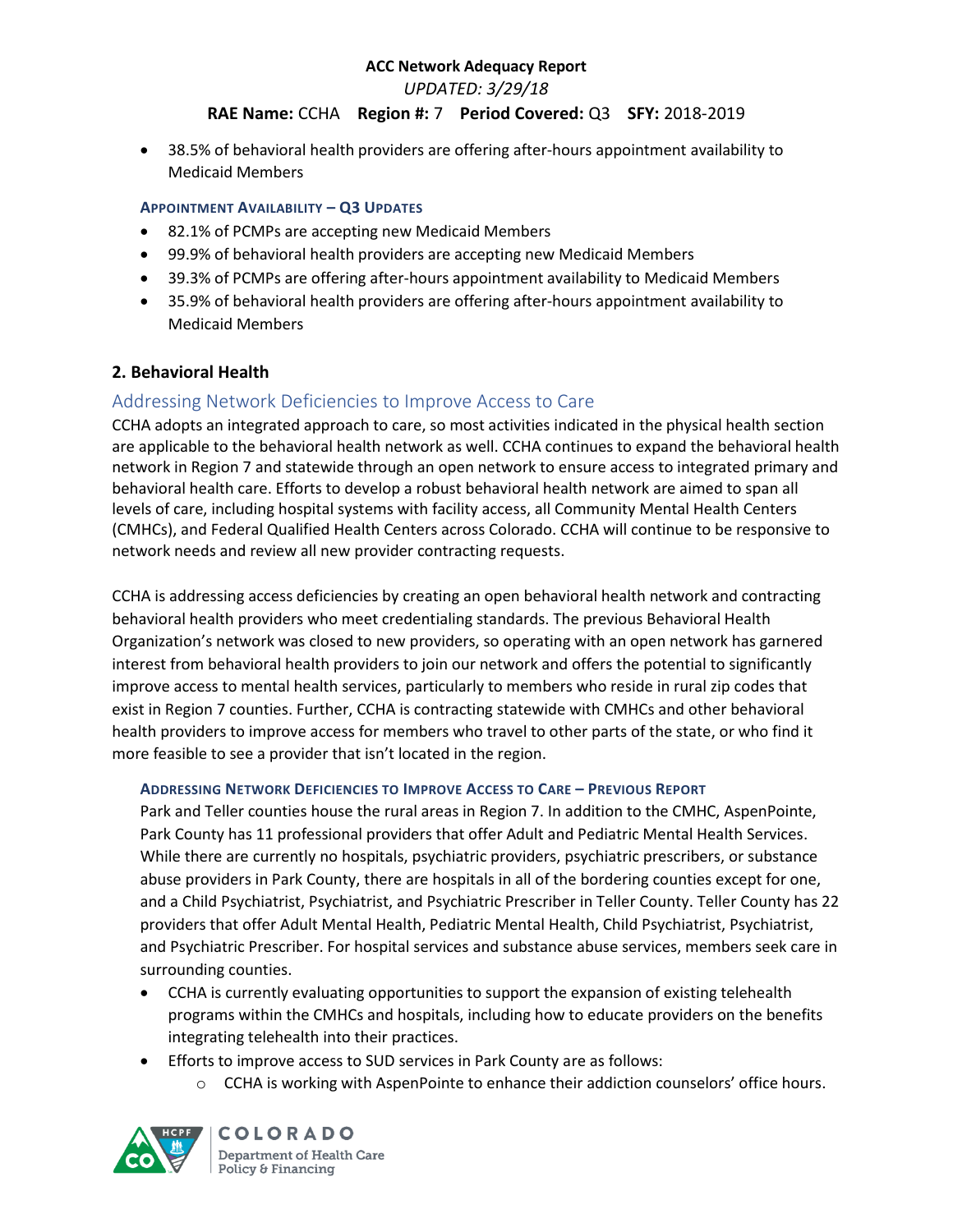- 38.5% of behavioral health providers are offering after-hours appointment availability to Medicaid Members

#### Appointment Availability – Q3 Updates

- 82.1% of PCMPs are accepting new Medicaid Members
- 99.9% of behavioral health providers are accepting new Medicaid Members
- 39.3% of PCMPs are offering after-hours appointment availability to Medicaid Members
- 35.9% of behavioral health providers are offering after-hours appointment availability to Medicaid Members

## 2. Behavioral Health

### Addressing Network Deficiencies to Improve Access to Care

CCHA adopts an integrated approach to care, so most activities indicated in the physical health section are applicable to the behavioral health network as well. CCHA continues to expand the behavioral health network in Region 7 and statewide through an open network to ensure access to integrated primary and behavioral health care. Efforts to develop a robust behavioral health network are aimed to span all levels of care, including hospital systems with facility access, all Community Mental Health Centers (CMHCs), and Federal Qualified Health Centers across Colorado. CCHA will continue to be responsive to network needs and review all new provider contracting requests.

CCHA is addressing access deficiencies by creating an open behavioral health network and contracting behavioral health providers who meet credentialing standards. The previous Behavioral Health Organization's network was closed to new providers, so operating with an open network has garnered interest from behavioral health providers to join our network and offers the potential to significantly improve access to mental health services, particularly to members who reside in rural zip codes that exist in Region 7 counties. Further, CCHA is contracting statewide with CMHCs and other behavioral health providers to improve access for members who travel to other parts of the state, or who find it more feasible to see a provider that isn't located in the region.

#### Addressing Network Deficiencies to Improve Access to Care – Previous Report

Park and Teller counties house the rural areas in Region 7. In addition to the CMHC, AspenPointe, Park County has 11 professional providers that offer Adult and Pediatric Mental Health Services. While there are currently no hospitals, psychiatric providers, psychiatric prescribers, or substance abuse providers in Park County, there are hospitals in all of the bordering counties except for one, and a Child Psychiatrist, Psychiatrist, and Psychiatric Prescriber in Teller County. Teller County has 22 providers that offer Adult Mental Health, Pediatric Mental Health, Child Psychiatrist, Psychiatrist, and Psychiatric Prescriber. For hospital services and substance abuse services, members seek care in surrounding counties.

- CCHA is currently evaluating opportunities to support the expansion of existing telehealth programs within the CMHCs and hospitals, including how to educate providers on the benefits integrating telehealth into their practices.
- Efforts to improve access to SUD services in Park County are as follows:
    - CCHA is working with AspenPointe to enhance their addiction counselors' office hours.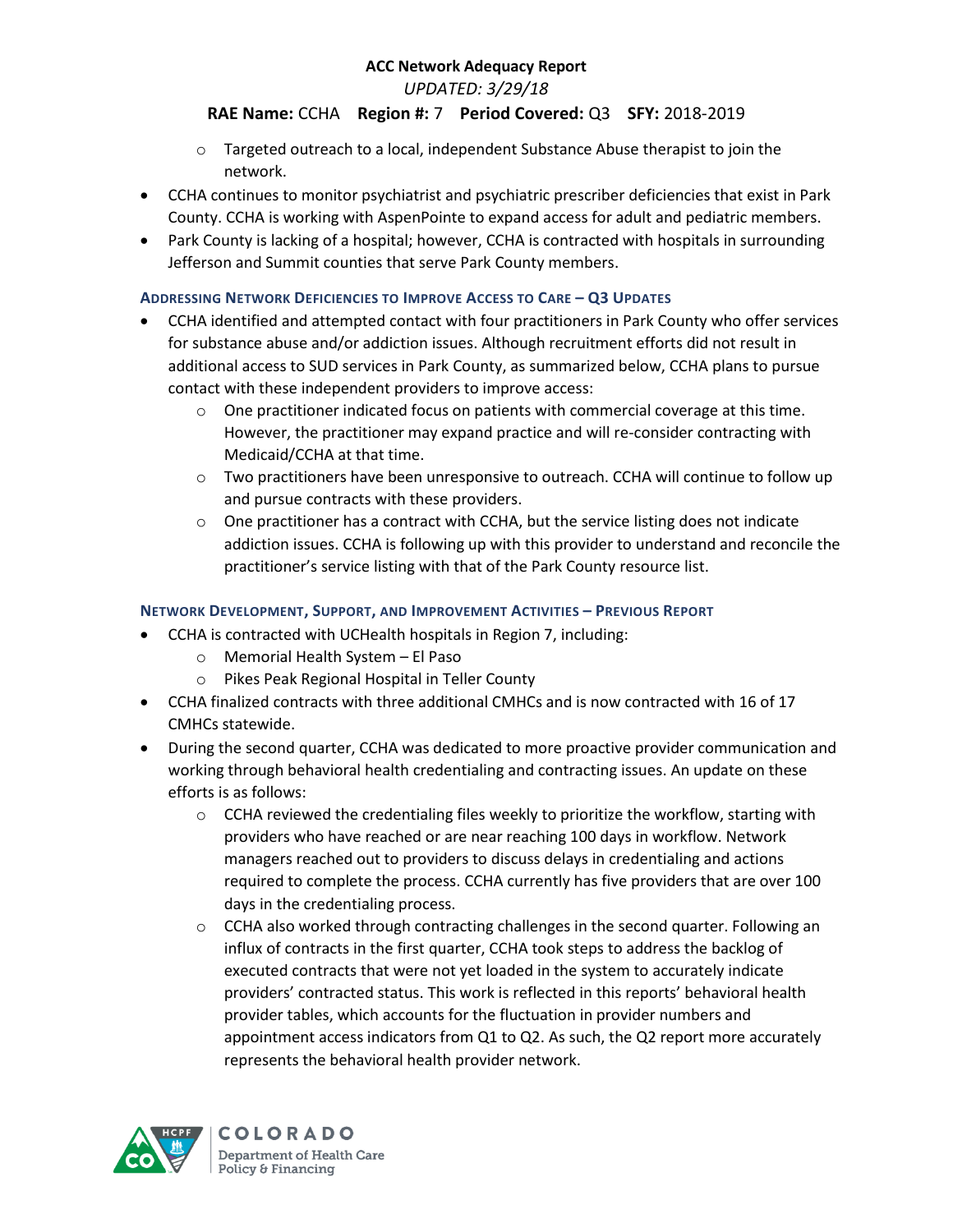- Targeted outreach to a local, independent Substance Abuse therapist to join the network.
- CCHA continues to monitor psychiatrist and psychiatric prescriber deficiencies that exist in Park County. CCHA is working with AspenPointe to expand access for adult and pediatric members.
- Park County is lacking of a hospital; however, CCHA is contracted with hospitals in surrounding Jefferson and Summit counties that serve Park County members.

### Addressing Network Deficiencies to Improve Access to Care – Q3 Updates

- CCHA identified and attempted contact with four practitioners in Park County who offer services for substance abuse and/or addiction issues. Although recruitment efforts did not result in additional access to SUD services in Park County, as summarized below, CCHA plans to pursue contact with these independent providers to improve access:
  - One practitioner indicated focus on patients with commercial coverage at this time. However, the practitioner may expand practice and will re-consider contracting with Medicaid/CCHA at that time.
  - Two practitioners have been unresponsive to outreach. CCHA will continue to follow up and pursue contracts with these providers.
  - One practitioner has a contract with CCHA, but the service listing does not indicate addiction issues. CCHA is following up with this provider to understand and reconcile the practitioner's service listing with that of the Park County resource list.

### Network Development, Support, and Improvement Activities – Previous Report

- CCHA is contracted with UCHealth hospitals in Region 7, including:
  - Memorial Health System – El Paso
  - Pikes Peak Regional Hospital in Teller County
- CCHA finalized contracts with three additional CMHCs and is now contracted with 16 of 17 CMHCs statewide.
- During the second quarter, CCHA was dedicated to more proactive provider communication and working through behavioral health credentialing and contracting issues. An update on these efforts is as follows:
  - CCHA reviewed the credentialing files weekly to prioritize the workflow, starting with providers who have reached or are near reaching 100 days in workflow. Network managers reached out to providers to discuss delays in credentialing and actions required to complete the process. CCHA currently has five providers that are over 100 days in the credentialing process.
  - CCHA also worked through contracting challenges in the second quarter. Following an influx of contracts in the first quarter, CCHA took steps to address the backlog of executed contracts that were not yet loaded in the system to accurately indicate providers' contracted status. This work is reflected in this reports' behavioral health provider tables, which accounts for the fluctuation in provider numbers and appointment access indicators from Q1 to Q2. As such, the Q2 report more accurately represents the behavioral health provider network.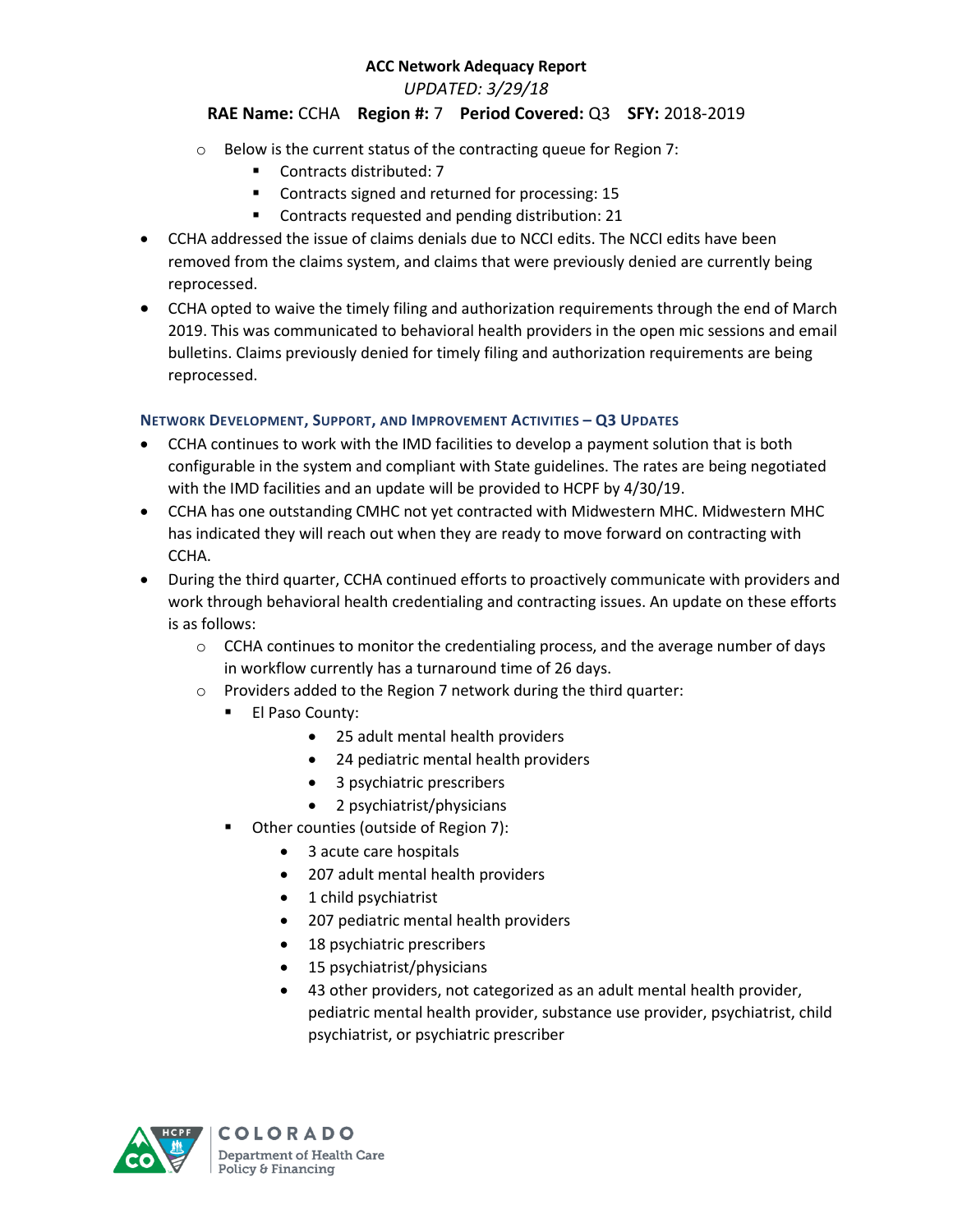- Below is the current status of the contracting queue for Region 7:
  - Contracts distributed: 7
  - Contracts signed and returned for processing: 15
  - Contracts requested and pending distribution: 21

- CCHA addressed the issue of claims denials due to NCCI edits. The NCCI edits have been removed from the claims system, and claims that were previously denied are currently being reprocessed.
- CCHA opted to waive the timely filing and authorization requirements through the end of March 2019. This was communicated to behavioral health providers in the open mic sessions and email bulletins. Claims previously denied for timely filing and authorization requirements are being reprocessed.

### Network Development, Support, and Improvement Activities – Q3 Updates

- CCHA continues to work with the IMD facilities to develop a payment solution that is both configurable in the system and compliant with State guidelines. The rates are being negotiated with the IMD facilities and an update will be provided to HCPF by 4/30/19.
- CCHA has one outstanding CMHC not yet contracted with Midwestern MHC. Midwestern MHC has indicated they will reach out when they are ready to move forward on contracting with CCHA.
- During the third quarter, CCHA continued efforts to proactively communicate with providers and work through behavioral health credentialing and contracting issues. An update on these efforts is as follows:
  - CCHA continues to monitor the credentialing process, and the average number of days in workflow currently has a turnaround time of 26 days.
  - Providers added to the Region 7 network during the third quarter:
    - El Paso County:
      - 25 adult mental health providers
      - 24 pediatric mental health providers
      - 3 psychiatric prescribers
      - 2 psychiatrist/physicians
    - Other counties (outside of Region 7):
      - 3 acute care hospitals
      - 207 adult mental health providers
      - 1 child psychiatrist
      - 207 pediatric mental health providers
      - 18 psychiatric prescribers
      - 15 psychiatrist/physicians
      - 43 other providers, not categorized as an adult mental health provider, pediatric mental health provider, substance use provider, psychiatrist, child psychiatrist, or psychiatric prescriber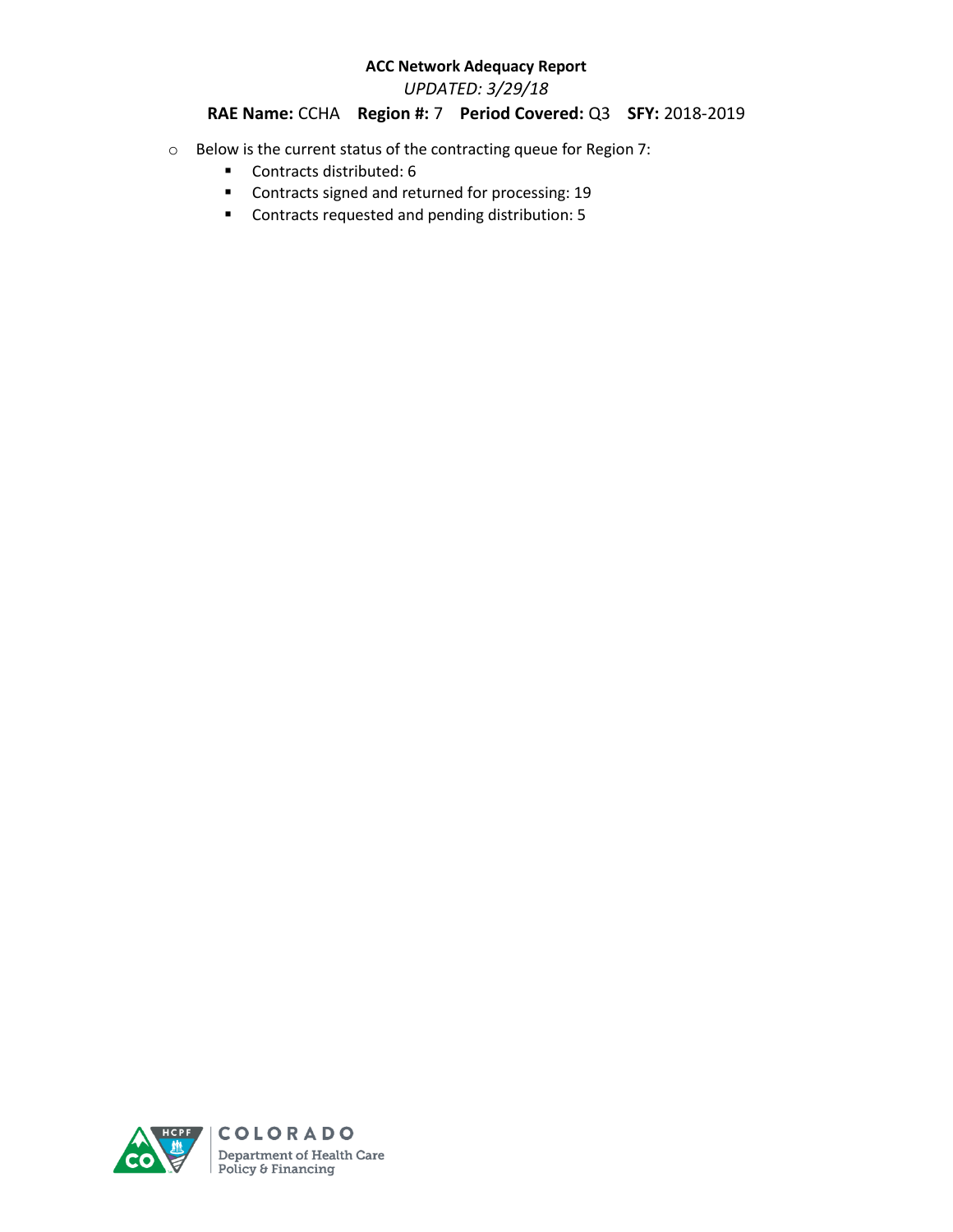**ACC Network Adequacy Report**

*UPDATED: 3/29/18*

**RAE Name:** CCHA **Region #:** 7 **Period Covered:** Q3 **SFY:** 2018-2019

- Below is the current status of the contracting queue for Region 7:
    - Contracts distributed: 6
    - Contracts signed and returned for processing: 19
    - Contracts requested and pending distribution: 5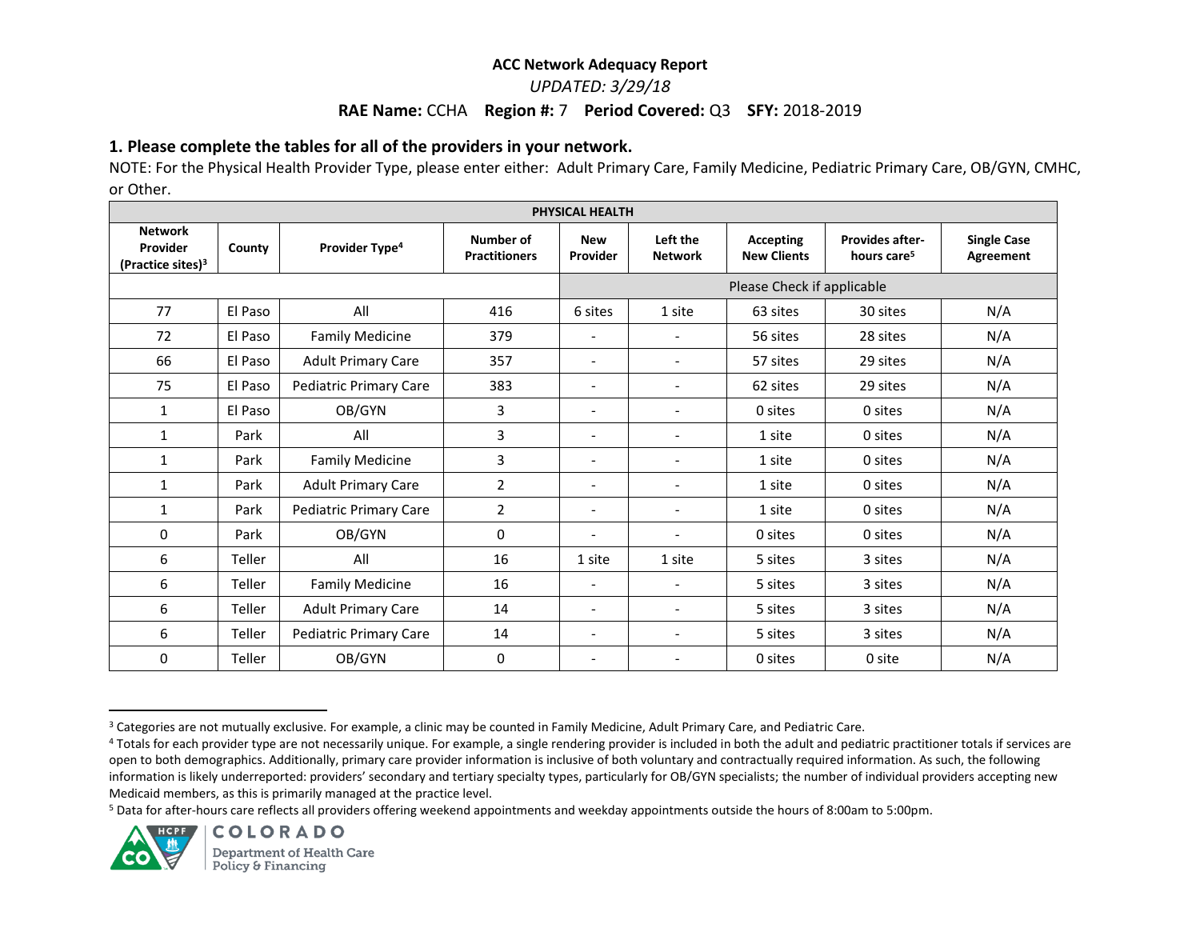**ACC Network Adequacy Report**

*UPDATED: 3/29/18*

**RAE Name:** CCHA **Region #:** 7 **Period Covered:** Q3 **SFY:** 2018-2019

### 1. Please complete the tables for all of the providers in your network.

NOTE: For the Physical Health Provider Type, please enter either: Adult Primary Care, Family Medicine, Pediatric Primary Care, OB/GYN, CMHC, or Other.

| PHYSICAL HEALTH | | | | | | | | |
|---|---|---|---|---|---|---|---|---|
| Network Provider (Practice sites)[3] | County | Provider Type[4] | Number of Practitioners | New Provider | Left the Network | Accepting New Clients | Provides after-hours care[5] | Single Case Agreement |
| | | | | Please Check if applicable | | | | |
| 77 | El Paso | All | 416 | 6 sites | 1 site | 63 sites | 30 sites | N/A |
| 72 | El Paso | Family Medicine | 379 | - | - | 56 sites | 28 sites | N/A |
| 66 | El Paso | Adult Primary Care | 357 | - | - | 57 sites | 29 sites | N/A |
| 75 | El Paso | Pediatric Primary Care | 383 | - | - | 62 sites | 29 sites | N/A |
| 1 | El Paso | OB/GYN | 3 | - | - | 0 sites | 0 sites | N/A |
| 1 | Park | All | 3 | - | - | 1 site | 0 sites | N/A |
| 1 | Park | Family Medicine | 3 | - | - | 1 site | 0 sites | N/A |
| 1 | Park | Adult Primary Care | 2 | - | - | 1 site | 0 sites | N/A |
| 1 | Park | Pediatric Primary Care | 2 | - | - | 1 site | 0 sites | N/A |
| 0 | Park | OB/GYN | 0 | - | - | 0 sites | 0 sites | N/A |
| 6 | Teller | All | 16 | 1 site | 1 site | 5 sites | 3 sites | N/A |
| 6 | Teller | Family Medicine | 16 | - | - | 5 sites | 3 sites | N/A |
| 6 | Teller | Adult Primary Care | 14 | - | - | 5 sites | 3 sites | N/A |
| 6 | Teller | Pediatric Primary Care | 14 | - | - | 5 sites | 3 sites | N/A |
| 0 | Teller | OB/GYN | 0 | - | - | 0 sites | 0 site | N/A |

[3] Categories are not mutually exclusive. For example, a clinic may be counted in Family Medicine, Adult Primary Care, and Pediatric Care.

[4] Totals for each provider type are not necessarily unique. For example, a single rendering provider is included in both the adult and pediatric practitioner totals if services are open to both demographics. Additionally, primary care provider information is inclusive of both voluntary and contractually required information. As such, the following information is likely underreported: providers' secondary and tertiary specialty types, particularly for OB/GYN specialists; the number of individual providers accepting new Medicaid members, as this is primarily managed at the practice level.

[5] Data for after-hours care reflects all providers offering weekend appointments and weekday appointments outside the hours of 8:00am to 5:00pm.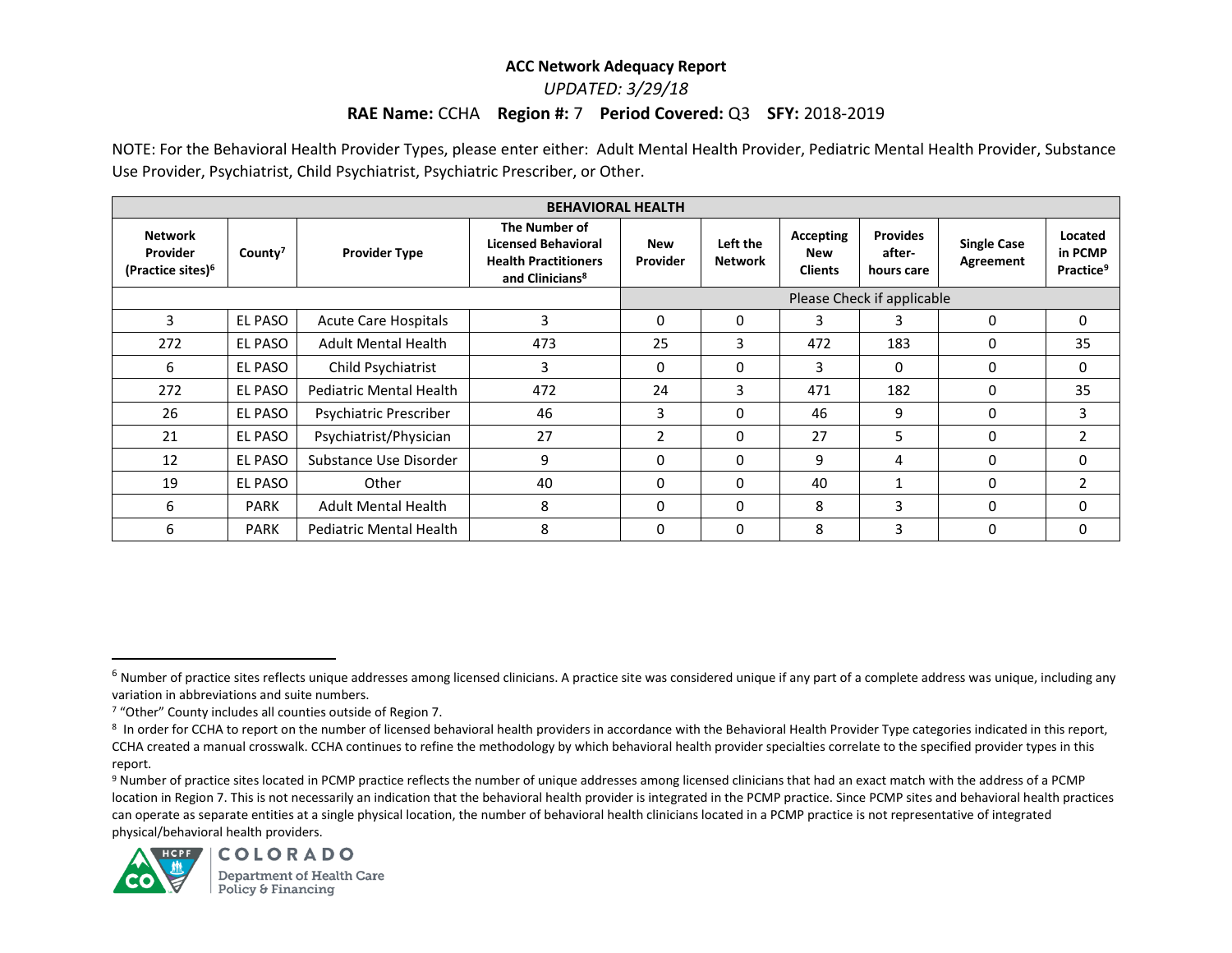**ACC Network Adequacy Report**

*UPDATED: 3/29/18*

**RAE Name:** CCHA **Region #:** 7 **Period Covered:** Q3 **SFY:** 2018-2019

NOTE: For the Behavioral Health Provider Types, please enter either: Adult Mental Health Provider, Pediatric Mental Health Provider, Substance Use Provider, Psychiatrist, Child Psychiatrist, Psychiatric Prescriber, or Other.

| BEHAVIORAL HEALTH | | | | | | | | | |
|---|---|---|---|---|---|---|---|---|---|
| **Network Provider (Practice sites)[6]** | **County[7]** | **Provider Type** | **The Number of Licensed Behavioral Health Practitioners and Clinicians[8]** | **New Provider** | **Left the Network** | **Accepting New Clients** | **Provides after-hours care** | **Single Case Agreement** | **Located in PCMP Practice[9]** |
| | | | | Please Check if applicable | | | | | |
| 3 | EL PASO | Acute Care Hospitals | 3 | 0 | 0 | 3 | 3 | 0 | 0 |
| 272 | EL PASO | Adult Mental Health | 473 | 25 | 3 | 472 | 183 | 0 | 35 |
| 6 | EL PASO | Child Psychiatrist | 3 | 0 | 0 | 3 | 0 | 0 | 0 |
| 272 | EL PASO | Pediatric Mental Health | 472 | 24 | 3 | 471 | 182 | 0 | 35 |
| 26 | EL PASO | Psychiatric Prescriber | 46 | 3 | 0 | 46 | 9 | 0 | 3 |
| 21 | EL PASO | Psychiatrist/Physician | 27 | 2 | 0 | 27 | 5 | 0 | 2 |
| 12 | EL PASO | Substance Use Disorder | 9 | 0 | 0 | 9 | 4 | 0 | 0 |
| 19 | EL PASO | Other | 40 | 0 | 0 | 40 | 1 | 0 | 2 |
| 6 | PARK | Adult Mental Health | 8 | 0 | 0 | 8 | 3 | 0 | 0 |
| 6 | PARK | Pediatric Mental Health | 8 | 0 | 0 | 8 | 3 | 0 | 0 |

[6] Number of practice sites reflects unique addresses among licensed clinicians. A practice site was considered unique if any part of a complete address was unique, including any variation in abbreviations and suite numbers.

[7] "Other" County includes all counties outside of Region 7.

[8] In order for CCHA to report on the number of licensed behavioral health providers in accordance with the Behavioral Health Provider Type categories indicated in this report, CCHA created a manual crosswalk. CCHA continues to refine the methodology by which behavioral health provider specialties correlate to the specified provider types in this report.

[9] Number of practice sites located in PCMP practice reflects the number of unique addresses among licensed clinicians that had an exact match with the address of a PCMP location in Region 7. This is not necessarily an indication that the behavioral health provider is integrated in the PCMP practice. Since PCMP sites and behavioral health practices can operate as separate entities at a single physical location, the number of behavioral health clinicians located in a PCMP practice is not representative of integrated physical/behavioral health providers.

COLORADO Department of Health Care Policy & Financing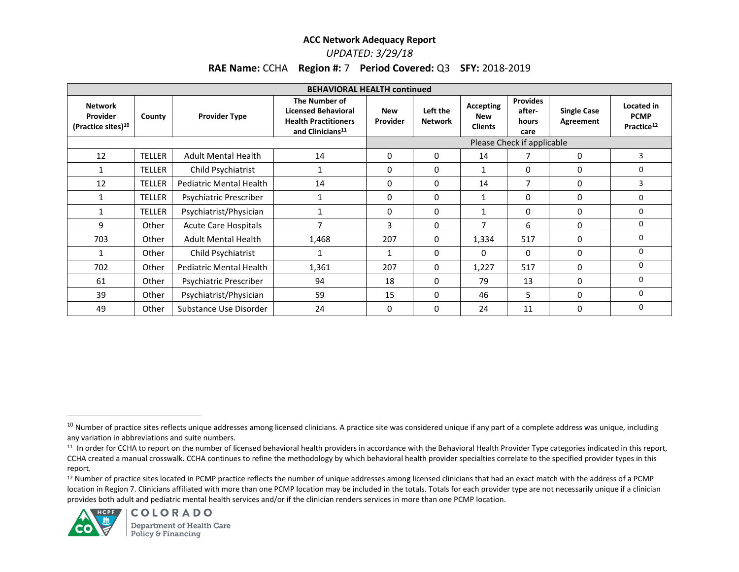**ACC Network Adequacy Report**

*UPDATED: 3/29/18*

**RAE Name:** CCHA **Region #:** 7 **Period Covered:** Q3 **SFY:** 2018-2019

| BEHAVIORAL HEALTH continued | | | | | | | | | |
|---|---|---|---|---|---|---|---|---|---|
| **Network Provider (Practice sites)[10]** | **County** | **Provider Type** | **The Number of Licensed Behavioral Health Practitioners and Clinicians[11]** | **New Provider** | **Left the Network** | **Accepting New Clients** | **Provides after-hours care** | **Single Case Agreement** | **Located in PCMP Practice[12]** |
| | | | | Please Check if applicable | | | | | |
| 12 | TELLER | Adult Mental Health | 14 | 0 | 0 | 14 | 7 | 0 | 3 |
| 1 | TELLER | Child Psychiatrist | 1 | 0 | 0 | 1 | 0 | 0 | 0 |
| 12 | TELLER | Pediatric Mental Health | 14 | 0 | 0 | 14 | 7 | 0 | 3 |
| 1 | TELLER | Psychiatric Prescriber | 1 | 0 | 0 | 1 | 0 | 0 | 0 |
| 1 | TELLER | Psychiatrist/Physician | 1 | 0 | 0 | 1 | 0 | 0 | 0 |
| 9 | Other | Acute Care Hospitals | 7 | 3 | 0 | 7 | 6 | 0 | 0 |
| 703 | Other | Adult Mental Health | 1,468 | 207 | 0 | 1,334 | 517 | 0 | 0 |
| 1 | Other | Child Psychiatrist | 1 | 1 | 0 | 0 | 0 | 0 | 0 |
| 702 | Other | Pediatric Mental Health | 1,361 | 207 | 0 | 1,227 | 517 | 0 | 0 |
| 61 | Other | Psychiatric Prescriber | 94 | 18 | 0 | 79 | 13 | 0 | 0 |
| 39 | Other | Psychiatrist/Physician | 59 | 15 | 0 | 46 | 5 | 0 | 0 |
| 49 | Other | Substance Use Disorder | 24 | 0 | 0 | 24 | 11 | 0 | 0 |

[10] Number of practice sites reflects unique addresses among licensed clinicians. A practice site was considered unique if any part of a complete address was unique, including any variation in abbreviations and suite numbers.

[11] In order for CCHA to report on the number of licensed behavioral health providers in accordance with the Behavioral Health Provider Type categories indicated in this report, CCHA created a manual crosswalk. CCHA continues to refine the methodology by which behavioral health provider specialties correlate to the specified provider types in this report.

[12] Number of practice sites located in PCMP practice reflects the number of unique addresses among licensed clinicians that had an exact match with the address of a PCMP location in Region 7. Clinicians affiliated with more than one PCMP location may be included in the totals. Totals for each provider type are not necessarily unique if a clinician provides both adult and pediatric mental health services and/or if the clinician renders services in more than one PCMP location.

COLORADO
Department of Health Care Policy & Financing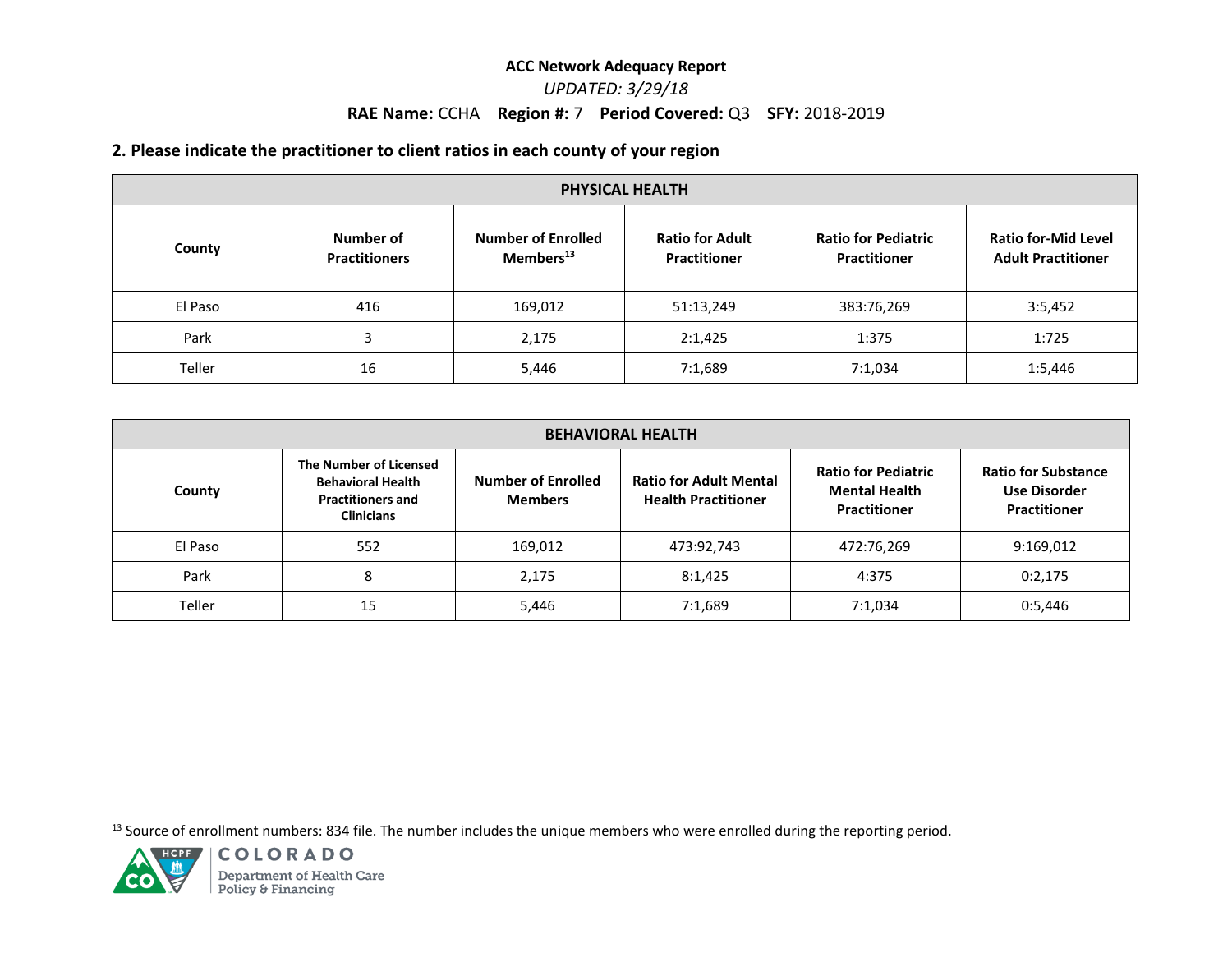**ACC Network Adequacy Report**

*UPDATED: 3/29/18*

**RAE Name:** CCHA **Region #:** 7 **Period Covered:** Q3 **SFY:** 2018-2019

## 2. Please indicate the practitioner to client ratios in each county of your region

| PHYSICAL HEALTH | | | | | |
|---|---|---|---|---|---|
| **County** | **Number of Practitioners** | **Number of Enrolled Members**[13] | **Ratio for Adult Practitioner** | **Ratio for Pediatric Practitioner** | **Ratio for-Mid Level Adult Practitioner** |
| El Paso | 416 | 169,012 | 51:13,249 | 383:76,269 | 3:5,452 |
| Park | 3 | 2,175 | 2:1,425 | 1:375 | 1:725 |
| Teller | 16 | 5,446 | 7:1,689 | 7:1,034 | 1:5,446 |

| BEHAVIORAL HEALTH | | | | | |
|---|---|---|---|---|---|
| **County** | **The Number of Licensed Behavioral Health Practitioners and Clinicians** | **Number of Enrolled Members** | **Ratio for Adult Mental Health Practitioner** | **Ratio for Pediatric Mental Health Practitioner** | **Ratio for Substance Use Disorder Practitioner** |
| El Paso | 552 | 169,012 | 473:92,743 | 472:76,269 | 9:169,012 |
| Park | 8 | 2,175 | 8:1,425 | 4:375 | 0:2,175 |
| Teller | 15 | 5,446 | 7:1,689 | 7:1,034 | 0:5,446 |

[13] Source of enrollment numbers: 834 file. The number includes the unique members who were enrolled during the reporting period.